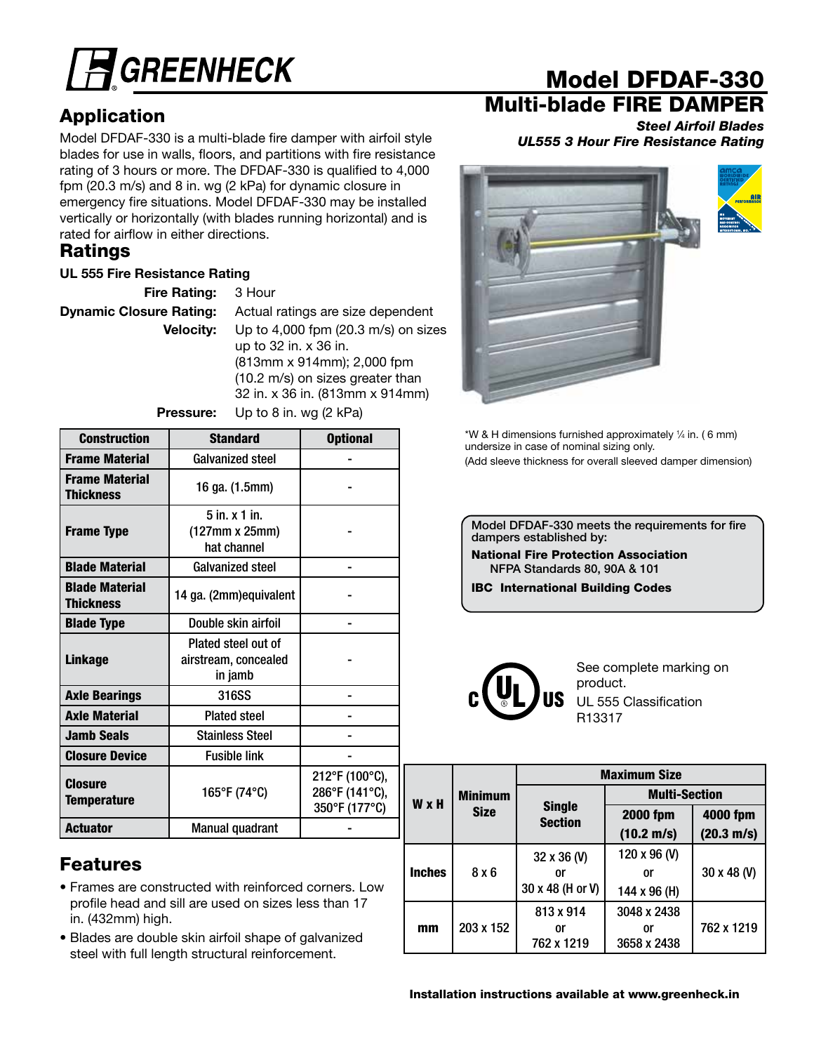# GREENHECK

# Model DFDAF-330

## Multi-blade FIRE DAMPER

***Steel Airfoil Blades***
***UL555 3 Hour Fire Resistance Rating***

## Application

Model DFDAF-330 is a multi-blade fire damper with airfoil style blades for use in walls, floors, and partitions with fire resistance rating of 3 hours or more. The DFDAF-330 is qualified to 4,000 fpm (20.3 m/s) and 8 in. wg (2 kPa) for dynamic closure in emergency fire situations. Model DFDAF-330 may be installed vertically or horizontally (with blades running horizontal) and is rated for airflow in either directions.

## Ratings

**UL 555 Fire Resistance Rating**

**Fire Rating:** 3 Hour

**Dynamic Closure Rating:** Actual ratings are size dependent

**Velocity:** Up to 4,000 fpm (20.3 m/s) on sizes up to 32 in. x 36 in. (813mm x 914mm); 2,000 fpm (10.2 m/s) on sizes greater than 32 in. x 36 in. (813mm x 914mm)

**Pressure:** Up to 8 in. wg (2 kPa)

| Construction | Standard | Optional |
|---|---|---|
| Frame Material | Galvanized steel | - |
| Frame Material Thickness | 16 ga. (1.5mm) | - |
| Frame Type | 5 in. x 1 in. (127mm x 25mm) hat channel | - |
| Blade Material | Galvanized steel | - |
| Blade Material Thickness | 14 ga. (2mm)equivalent | - |
| Blade Type | Double skin airfoil | - |
| Linkage | Plated steel out of airstream, concealed in jamb | - |
| Axle Bearings | 316SS | - |
| Axle Material | Plated steel | - |
| Jamb Seals | Stainless Steel | - |
| Closure Device | Fusible link | - |
| Closure Temperature | 165°F (74°C) | 212°F (100°C), 286°F (141°C), 350°F (177°C) |
| Actuator | Manual quadrant | - |

*W & H dimensions furnished approximately ¼ in. ( 6 mm) undersize in case of nominal sizing only.
(Add sleeve thickness for overall sleeved damper dimension)

Model DFDAF-330 meets the requirements for fire dampers established by:

**National Fire Protection Association**
NFPA Standards 80, 90A & 101

**IBC International Building Codes**

See complete marking on product.
UL 555 Classification
R13317

| W x H | Minimum Size | Maximum Size | | |
|---|---|---|---|---|
| | | Single Section | Multi-Section | |
| | | | 2000 fpm (10.2 m/s) | 4000 fpm (20.3 m/s) |
| Inches | 8 x 6 | 32 x 36 (V) or 30 x 48 (H or V) | 120 x 96 (V) or 144 x 96 (H) | 30 x 48 (V) |
| mm | 203 x 152 | 813 x 914 or 762 x 1219 | 3048 x 2438 or 3658 x 2438 | 762 x 1219 |

## Features

- Frames are constructed with reinforced corners. Low profile head and sill are used on sizes less than 17 in. (432mm) high.
- Blades are double skin airfoil shape of galvanized steel with full length structural reinforcement.

**Installation instructions available at www.greenheck.in**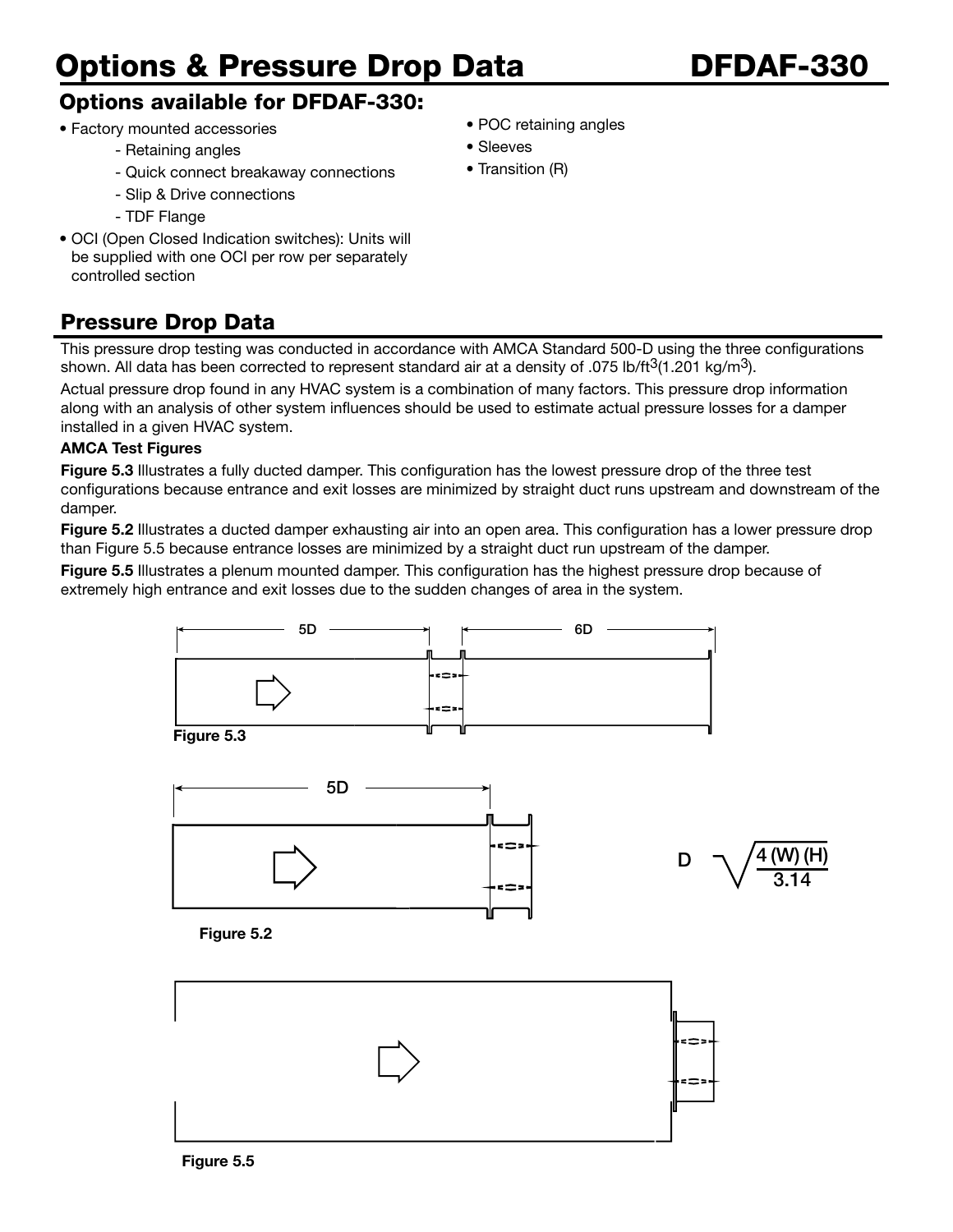# Options & Pressure Drop Data DFDAF-330

## Options available for DFDAF-330:

- Factory mounted accessories
  - Retaining angles
  - Quick connect breakaway connections
  - Slip & Drive connections
  - TDF Flange
- OCI (Open Closed Indication switches): Units will be supplied with one OCI per row per separately controlled section
- POC retaining angles
- Sleeves
- Transition (R)

## Pressure Drop Data

This pressure drop testing was conducted in accordance with AMCA Standard 500-D using the three configurations shown. All data has been corrected to represent standard air at a density of .075 lb/ft$^3$(1.201 kg/m$^3$).

Actual pressure drop found in any HVAC system is a combination of many factors. This pressure drop information along with an analysis of other system influences should be used to estimate actual pressure losses for a damper installed in a given HVAC system.

**AMCA Test Figures**

**Figure 5.3** Illustrates a fully ducted damper. This configuration has the lowest pressure drop of the three test configurations because entrance and exit losses are minimized by straight duct runs upstream and downstream of the damper.

**Figure 5.2** Illustrates a ducted damper exhausting air into an open area. This configuration has a lower pressure drop than Figure 5.5 because entrance losses are minimized by a straight duct run upstream of the damper.

**Figure 5.5** Illustrates a plenum mounted damper. This configuration has the highest pressure drop because of extremely high entrance and exit losses due to the sudden changes of area in the system.

5D 6D

Figure 5.3

5D

$$D = \sqrt{\frac{4\,(W)\,(H)}{3.14}}$$

Figure 5.2

Figure 5.5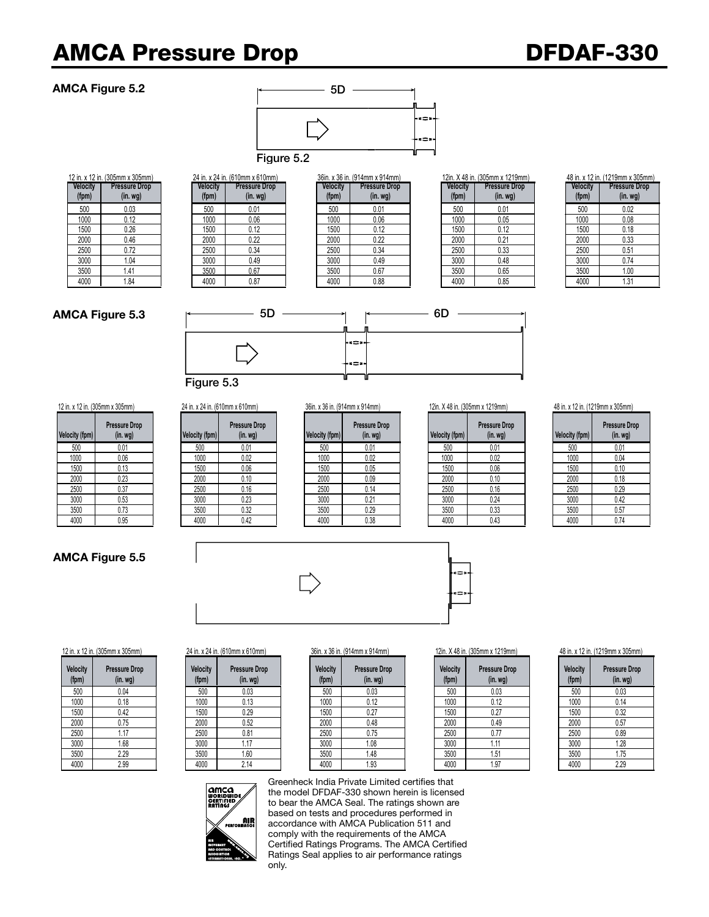# AMCA Pressure Drop

# DFDAF-330

### AMCA Figure 5.2

5D

Figure 5.2

12 in. x 12 in. (305mm x 305mm)

| Velocity (fpm) | Pressure Drop (in. wg) |
|---|---|
| 500 | 0.03 |
| 1000 | 0.12 |
| 1500 | 0.26 |
| 2000 | 0.46 |
| 2500 | 0.72 |
| 3000 | 1.04 |
| 3500 | 1.41 |
| 4000 | 1.84 |

24 in. x 24 in. (610mm x 610mm)

| Velocity (fpm) | Pressure Drop (in. wg) |
|---|---|
| 500 | 0.01 |
| 1000 | 0.06 |
| 1500 | 0.12 |
| 2000 | 0.22 |
| 2500 | 0.34 |
| 3000 | 0.49 |
| 3500 | 0.67 |
| 4000 | 0.87 |

36in. x 36 in. (914mm x 914mm)

| Velocity (fpm) | Pressure Drop (in. wg) |
|---|---|
| 500 | 0.01 |
| 1000 | 0.06 |
| 1500 | 0.12 |
| 2000 | 0.22 |
| 2500 | 0.34 |
| 3000 | 0.49 |
| 3500 | 0.67 |
| 4000 | 0.88 |

12in. X 48 in. (305mm x 1219mm)

| Velocity (fpm) | Pressure Drop (in. wg) |
|---|---|
| 500 | 0.01 |
| 1000 | 0.05 |
| 1500 | 0.12 |
| 2000 | 0.21 |
| 2500 | 0.33 |
| 3000 | 0.48 |
| 3500 | 0.65 |
| 4000 | 0.85 |

48 in. x 12 in. (1219mm x 305mm)

| Velocity (fpm) | Pressure Drop (in. wg) |
|---|---|
| 500 | 0.02 |
| 1000 | 0.08 |
| 1500 | 0.18 |
| 2000 | 0.33 |
| 2500 | 0.51 |
| 3000 | 0.74 |
| 3500 | 1.00 |
| 4000 | 1.31 |

### AMCA Figure 5.3

5D 6D

Figure 5.3

12 in. x 12 in. (305mm x 305mm)

| Velocity (fpm) | Pressure Drop (in. wg) |
|---|---|
| 500 | 0.01 |
| 1000 | 0.06 |
| 1500 | 0.13 |
| 2000 | 0.23 |
| 2500 | 0.37 |
| 3000 | 0.53 |
| 3500 | 0.73 |
| 4000 | 0.95 |

24 in. x 24 in. (610mm x 610mm)

| Velocity (fpm) | Pressure Drop (in. wg) |
|---|---|
| 500 | 0.01 |
| 1000 | 0.02 |
| 1500 | 0.06 |
| 2000 | 0.10 |
| 2500 | 0.16 |
| 3000 | 0.23 |
| 3500 | 0.32 |
| 4000 | 0.42 |

36in. x 36 in. (914mm x 914mm)

| Velocity (fpm) | Pressure Drop (in. wg) |
|---|---|
| 500 | 0.01 |
| 1000 | 0.02 |
| 1500 | 0.05 |
| 2000 | 0.09 |
| 2500 | 0.14 |
| 3000 | 0.21 |
| 3500 | 0.29 |
| 4000 | 0.38 |

12in. X 48 in. (305mm x 1219mm)

| Velocity (fpm) | Pressure Drop (in. wg) |
|---|---|
| 500 | 0.01 |
| 1000 | 0.02 |
| 1500 | 0.06 |
| 2000 | 0.10 |
| 2500 | 0.16 |
| 3000 | 0.24 |
| 3500 | 0.33 |
| 4000 | 0.43 |

48 in. x 12 in. (1219mm x 305mm)

| Velocity (fpm) | Pressure Drop (in. wg) |
|---|---|
| 500 | 0.01 |
| 1000 | 0.04 |
| 1500 | 0.10 |
| 2000 | 0.18 |
| 2500 | 0.29 |
| 3000 | 0.42 |
| 3500 | 0.57 |
| 4000 | 0.74 |

### AMCA Figure 5.5

12 in. x 12 in. (305mm x 305mm)

| Velocity (fpm) | Pressure Drop (in. wg) |
|---|---|
| 500 | 0.04 |
| 1000 | 0.18 |
| 1500 | 0.42 |
| 2000 | 0.75 |
| 2500 | 1.17 |
| 3000 | 1.68 |
| 3500 | 2.29 |
| 4000 | 2.99 |

24 in. x 24 in. (610mm x 610mm)

| Velocity (fpm) | Pressure Drop (in. wg) |
|---|---|
| 500 | 0.03 |
| 1000 | 0.13 |
| 1500 | 0.29 |
| 2000 | 0.52 |
| 2500 | 0.81 |
| 3000 | 1.17 |
| 3500 | 1.60 |
| 4000 | 2.14 |

36in. x 36 in. (914mm x 914mm)

| Velocity (fpm) | Pressure Drop (in. wg) |
|---|---|
| 500 | 0.03 |
| 1000 | 0.12 |
| 1500 | 0.27 |
| 2000 | 0.48 |
| 2500 | 0.75 |
| 3000 | 1.08 |
| 3500 | 1.48 |
| 4000 | 1.93 |

12in. X 48 in. (305mm x 1219mm)

| Velocity (fpm) | Pressure Drop (in. wg) |
|---|---|
| 500 | 0.03 |
| 1000 | 0.12 |
| 1500 | 0.27 |
| 2000 | 0.49 |
| 2500 | 0.77 |
| 3000 | 1.11 |
| 3500 | 1.51 |
| 4000 | 1.97 |

48 in. x 12 in. (1219mm x 305mm)

| Velocity (fpm) | Pressure Drop (in. wg) |
|---|---|
| 500 | 0.03 |
| 1000 | 0.14 |
| 1500 | 0.32 |
| 2000 | 0.57 |
| 2500 | 0.89 |
| 3000 | 1.28 |
| 3500 | 1.75 |
| 4000 | 2.29 |

Greenheck India Private Limited certifies that the model DFDAF-330 shown herein is licensed to bear the AMCA Seal. The ratings shown are based on tests and procedures performed in accordance with AMCA Publication 511 and comply with the requirements of the AMCA Certified Ratings Programs. The AMCA Certified Ratings Seal applies to air performance ratings only.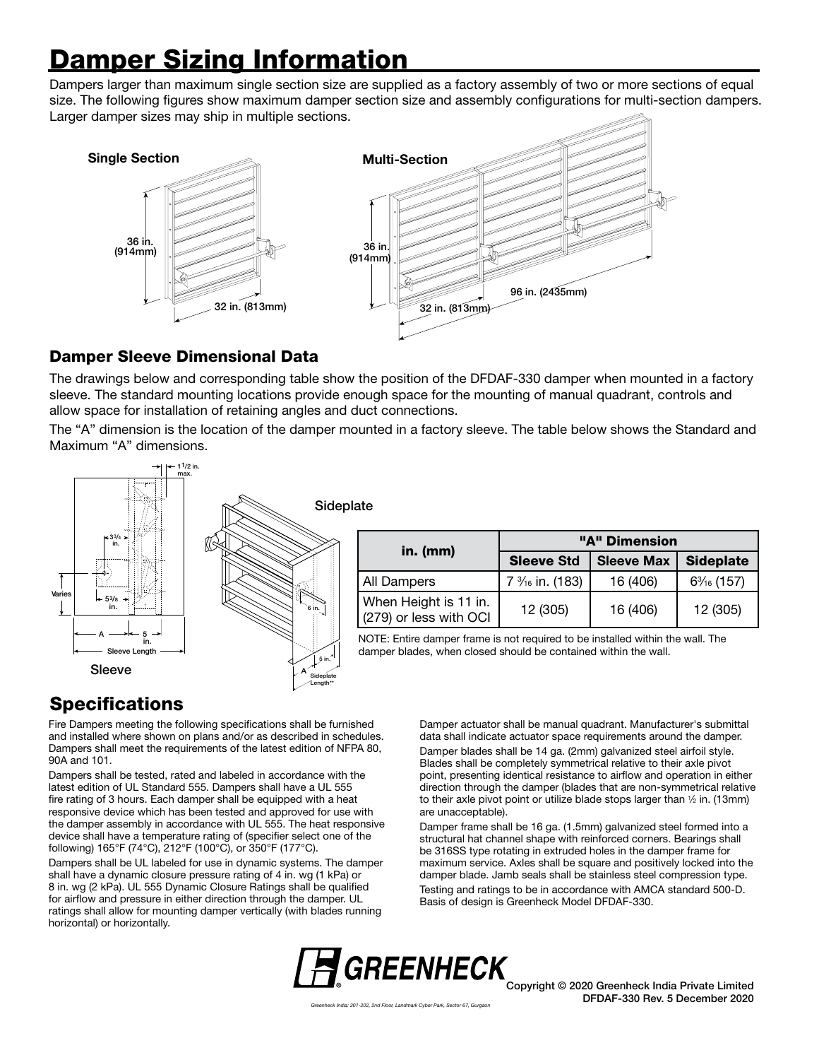# Damper Sizing Information

Dampers larger than maximum single section size are supplied as a factory assembly of two or more sections of equal size. The following figures show maximum damper section size and assembly configurations for multi-section dampers. Larger damper sizes may ship in multiple sections.

**Single Section**

36 in. (914mm)

32 in. (813mm)

**Multi-Section**

36 in. (914mm)

32 in. (813mm)

96 in. (2435mm)

### Damper Sleeve Dimensional Data

The drawings below and corresponding table show the position of the DFDAF-330 damper when mounted in a factory sleeve. The standard mounting locations provide enough space for the mounting of manual quadrant, controls and allow space for installation of retaining angles and duct connections.

The "A" dimension is the location of the damper mounted in a factory sleeve. The table below shows the Standard and Maximum "A" dimensions.

1 1/2 in. max.

3 3/4 in.

5 3/8 in.

Varies

A

5 in.

Sleeve Length

Sleeve

Sideplate

6 in.

5 in.

A

Sideplate Length**

| in. (mm) | "A" Dimension | | |
|---|---|---|---|
| | **Sleeve Std** | **Sleeve Max** | **Sideplate** |
| All Dampers | 7 3⁄16 in. (183) | 16 (406) | 6 3⁄16 (157) |
| When Height is 11 in. (279) or less with OCI | 12 (305) | 16 (406) | 12 (305) |

NOTE: Entire damper frame is not required to be installed within the wall. The damper blades, when closed should be contained within the wall.

## Specifications

Fire Dampers meeting the following specifications shall be furnished and installed where shown on plans and/or as described in schedules. Dampers shall meet the requirements of the latest edition of NFPA 80, 90A and 101.

Dampers shall be tested, rated and labeled in accordance with the latest edition of UL Standard 555. Dampers shall have a UL 555 fire rating of 3 hours. Each damper shall be equipped with a heat responsive device which has been tested and approved for use with the damper assembly in accordance with UL 555. The heat responsive device shall have a temperature rating of (specifier select one of the following) 165°F (74°C), 212°F (100°C), or 350°F (177°C).

Dampers shall be UL labeled for use in dynamic systems. The damper shall have a dynamic closure pressure rating of 4 in. wg (1 kPa) or 8 in. wg (2 kPa). UL 555 Dynamic Closure Ratings shall be qualified for airflow and pressure in either direction through the damper. UL ratings shall allow for mounting damper vertically (with blades running horizontal) or horizontally.

Damper actuator shall be manual quadrant. Manufacturer's submittal data shall indicate actuator space requirements around the damper.

Damper blades shall be 14 ga. (2mm) galvanized steel airfoil style. Blades shall be completely symmetrical relative to their axle pivot point, presenting identical resistance to airflow and operation in either direction through the damper (blades that are non-symmetrical relative to their axle pivot point or utilize blade stops larger than ½ in. (13mm) are unacceptable).

Damper frame shall be 16 ga. (1.5mm) galvanized steel formed into a structural hat channel shape with reinforced corners. Bearings shall be 316SS type rotating in extruded holes in the damper frame for maximum service. Axles shall be square and positively locked into the damper blade. Jamb seals shall be stainless steel compression type.

Testing and ratings to be in accordance with AMCA standard 500-D. Basis of design is Greenheck Model DFDAF-330.

GREENHECK

Greenheck India: 201-202, 2nd Floor, Landmark Cyber Park, Sector 67, Gurgaon

Copyright © 2020 Greenheck India Private Limited
DFDAF-330 Rev. 5 December 2020